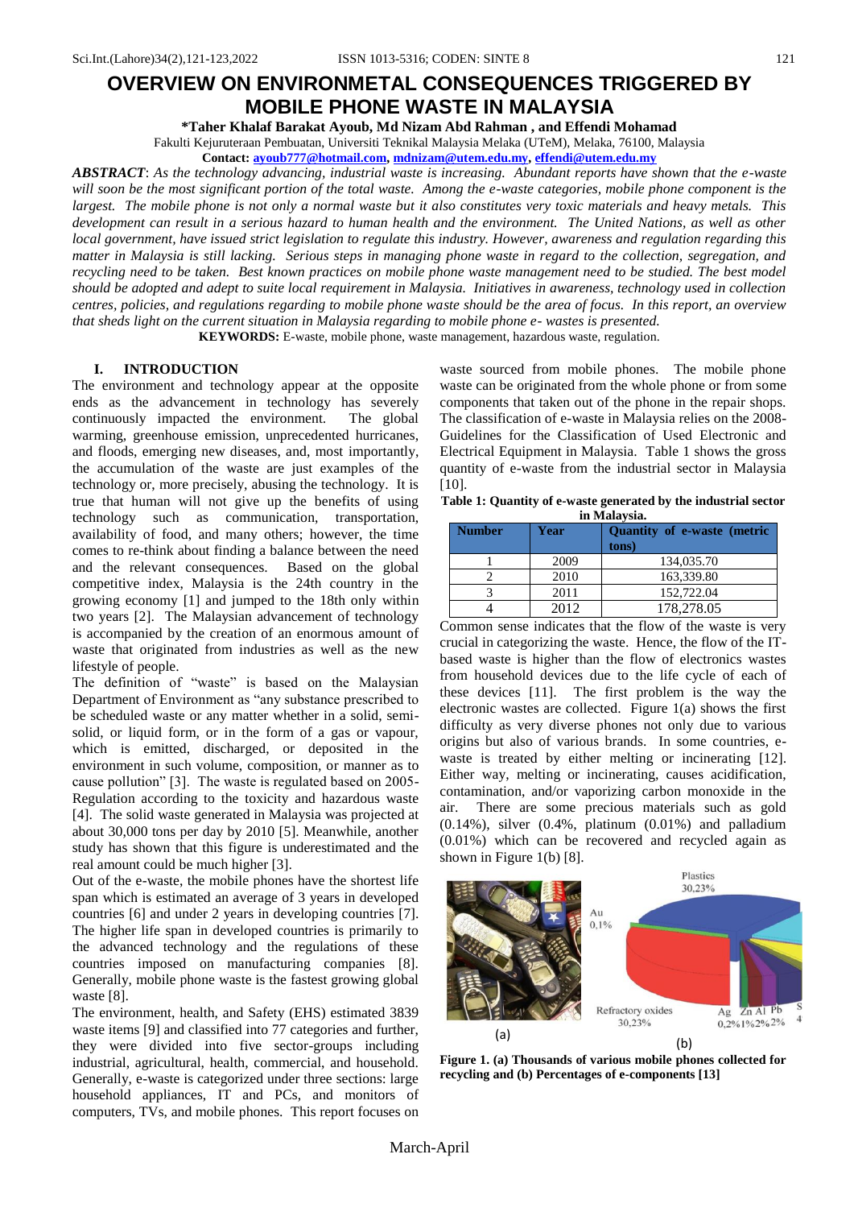# OVERVIEW ON ENVIRONMETAL CONSEQUENCES TRIGGERED BY MOBILE PHONE WASTE IN MALAYSIA

**\*Taher Khalaf Barakat Ayoub, Md Nizam Abd Rahman , and Effendi Mohamad**

Fakulti Kejuruteraan Pembuatan, Universiti Teknikal Malaysia Melaka (UTeM), Melaka, 76100, Malaysia

**Contact: ayoub777@hotmail.com, mdnizam@utem.edu.my, effendi@utem.edu.my**

***ABSTRACT***: *As the technology advancing, industrial waste is increasing. Abundant reports have shown that the e-waste will soon be the most significant portion of the total waste. Among the e-waste categories, mobile phone component is the largest. The mobile phone is not only a normal waste but it also constitutes very toxic materials and heavy metals. This development can result in a serious hazard to human health and the environment. The United Nations, as well as other local government, have issued strict legislation to regulate this industry. However, awareness and regulation regarding this matter in Malaysia is still lacking. Serious steps in managing phone waste in regard to the collection, segregation, and recycling need to be taken. Best known practices on mobile phone waste management need to be studied. The best model should be adopted and adept to suite local requirement in Malaysia. Initiatives in awareness, technology used in collection centres, policies, and regulations regarding to mobile phone waste should be the area of focus. In this report, an overview that sheds light on the current situation in Malaysia regarding to mobile phone e- wastes is presented.*

**KEYWORDS:** E-waste, mobile phone, waste management, hazardous waste, regulation.

## I. INTRODUCTION

The environment and technology appear at the opposite ends as the advancement in technology has severely continuously impacted the environment. The global warming, greenhouse emission, unprecedented hurricanes, and floods, emerging new diseases, and, most importantly, the accumulation of the waste are just examples of the technology or, more precisely, abusing the technology. It is true that human will not give up the benefits of using technology such as communication, transportation, availability of food, and many others; however, the time comes to re-think about finding a balance between the need and the relevant consequences. Based on the global competitive index, Malaysia is the 24th country in the growing economy [1] and jumped to the 18th only within two years [2]. The Malaysian advancement of technology is accompanied by the creation of an enormous amount of waste that originated from industries as well as the new lifestyle of people.

The definition of "waste" is based on the Malaysian Department of Environment as "any substance prescribed to be scheduled waste or any matter whether in a solid, semi-solid, or liquid form, or in the form of a gas or vapour, which is emitted, discharged, or deposited in the environment in such volume, composition, or manner as to cause pollution" [3]. The waste is regulated based on 2005-Regulation according to the toxicity and hazardous waste [4]. The solid waste generated in Malaysia was projected at about 30,000 tons per day by 2010 [5]. Meanwhile, another study has shown that this figure is underestimated and the real amount could be much higher [3].

Out of the e-waste, the mobile phones have the shortest life span which is estimated an average of 3 years in developed countries [6] and under 2 years in developing countries [7]. The higher life span in developed countries is primarily to the advanced technology and the regulations of these countries imposed on manufacturing companies [8]. Generally, mobile phone waste is the fastest growing global waste [8].

The environment, health, and Safety (EHS) estimated 3839 waste items [9] and classified into 77 categories and further, they were divided into five sector-groups including industrial, agricultural, health, commercial, and household. Generally, e-waste is categorized under three sections: large household appliances, IT and PCs, and monitors of computers, TVs, and mobile phones. This report focuses on waste sourced from mobile phones. The mobile phone waste can be originated from the whole phone or from some components that taken out of the phone in the repair shops. The classification of e-waste in Malaysia relies on the 2008-Guidelines for the Classification of Used Electronic and Electrical Equipment in Malaysia. Table 1 shows the gross quantity of e-waste from the industrial sector in Malaysia [10].

**Table 1: Quantity of e-waste generated by the industrial sector in Malaysia.**

| Number | Year | Quantity of e-waste (metric tons) |
|---|---|---|
| 1 | 2009 | 134,035.70 |
| 2 | 2010 | 163,339.80 |
| 3 | 2011 | 152,722.04 |
| 4 | 2012 | 178,278.05 |

Common sense indicates that the flow of the waste is very crucial in categorizing the waste. Hence, the flow of the IT-based waste is higher than the flow of electronics wastes from household devices due to the life cycle of each of these devices [11]. The first problem is the way the electronic wastes are collected. Figure 1(a) shows the first difficulty as very diverse phones not only due to various origins but also of various brands. In some countries, e-waste is treated by either melting or incinerating [12]. Either way, melting or incinerating, causes acidification, contamination, and/or vaporizing carbon monoxide in the air. There are some precious materials such as gold (0.14%), silver (0.4%, platinum (0.01%) and palladium (0.01%) which can be recovered and recycled again as shown in Figure 1(b) [8].

**Figure 1. (a) Thousands of various mobile phones collected for recycling and (b) Percentages of e-components [13]**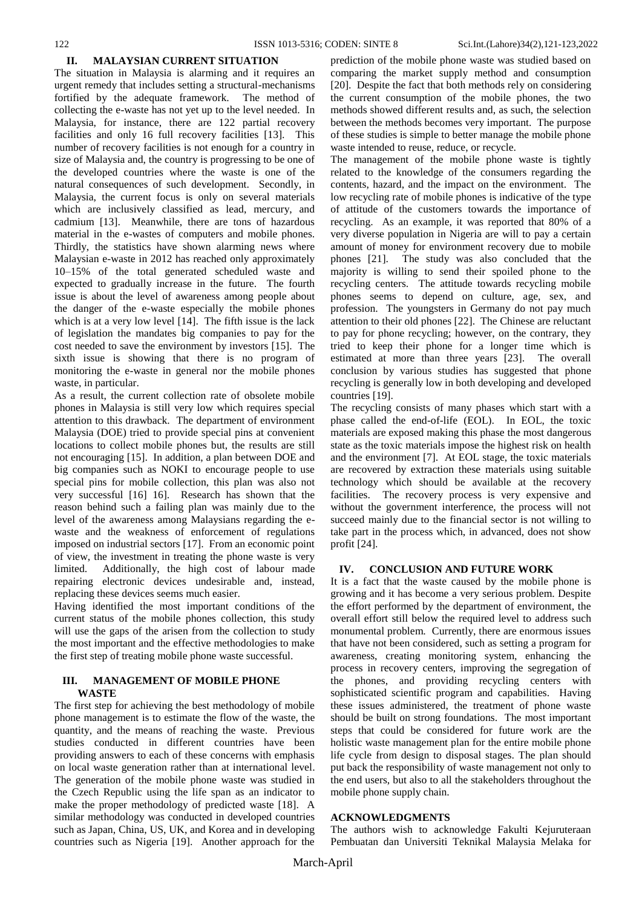## II. MALAYSIAN CURRENT SITUATION

The situation in Malaysia is alarming and it requires an urgent remedy that includes setting a structural-mechanisms fortified by the adequate framework. The method of collecting the e-waste has not yet up to the level needed. In Malaysia, for instance, there are 122 partial recovery facilities and only 16 full recovery facilities [13]. This number of recovery facilities is not enough for a country in size of Malaysia and, the country is progressing to be one of the developed countries where the waste is one of the natural consequences of such development. Secondly, in Malaysia, the current focus is only on several materials which are inclusively classified as lead, mercury, and cadmium [13]. Meanwhile, there are tons of hazardous material in the e-wastes of computers and mobile phones. Thirdly, the statistics have shown alarming news where Malaysian e-waste in 2012 has reached only approximately 10–15% of the total generated scheduled waste and expected to gradually increase in the future. The fourth issue is about the level of awareness among people about the danger of the e-waste especially the mobile phones which is at a very low level [14]. The fifth issue is the lack of legislation the mandates big companies to pay for the cost needed to save the environment by investors [15]. The sixth issue is showing that there is no program of monitoring the e-waste in general nor the mobile phones waste, in particular.

As a result, the current collection rate of obsolete mobile phones in Malaysia is still very low which requires special attention to this drawback. The department of environment Malaysia (DOE) tried to provide special pins at convenient locations to collect mobile phones but, the results are still not encouraging [15]. In addition, a plan between DOE and big companies such as NOKI to encourage people to use special pins for mobile collection, this plan was also not very successful [16] 16]. Research has shown that the reason behind such a failing plan was mainly due to the level of the awareness among Malaysians regarding the e-waste and the weakness of enforcement of regulations imposed on industrial sectors [17]. From an economic point of view, the investment in treating the phone waste is very limited. Additionally, the high cost of labour made repairing electronic devices undesirable and, instead, replacing these devices seems much easier.

Having identified the most important conditions of the current status of the mobile phones collection, this study will use the gaps of the arisen from the collection to study the most important and the effective methodologies to make the first step of treating mobile phone waste successful.

## III. MANAGEMENT OF MOBILE PHONE WASTE

The first step for achieving the best methodology of mobile phone management is to estimate the flow of the waste, the quantity, and the means of reaching the waste. Previous studies conducted in different countries have been providing answers to each of these concerns with emphasis on local waste generation rather than at international level. The generation of the mobile phone waste was studied in the Czech Republic using the life span as an indicator to make the proper methodology of predicted waste [18]. A similar methodology was conducted in developed countries such as Japan, China, US, UK, and Korea and in developing countries such as Nigeria [19]. Another approach for the prediction of the mobile phone waste was studied based on comparing the market supply method and consumption [20]. Despite the fact that both methods rely on considering the current consumption of the mobile phones, the two methods showed different results and, as such, the selection between the methods becomes very important. The purpose of these studies is simple to better manage the mobile phone waste intended to reuse, reduce, or recycle.

The management of the mobile phone waste is tightly related to the knowledge of the consumers regarding the contents, hazard, and the impact on the environment. The low recycling rate of mobile phones is indicative of the type of attitude of the customers towards the importance of recycling. As an example, it was reported that 80% of a very diverse population in Nigeria are will to pay a certain amount of money for environment recovery due to mobile phones [21]. The study was also concluded that the majority is willing to send their spoiled phone to the recycling centers. The attitude towards recycling mobile phones seems to depend on culture, age, sex, and profession. The youngsters in Germany do not pay much attention to their old phones [22]. The Chinese are reluctant to pay for phone recycling; however, on the contrary, they tried to keep their phone for a longer time which is estimated at more than three years [23]. The overall conclusion by various studies has suggested that phone recycling is generally low in both developing and developed countries [19].

The recycling consists of many phases which start with a phase called the end-of-life (EOL). In EOL, the toxic materials are exposed making this phase the most dangerous state as the toxic materials impose the highest risk on health and the environment [7]. At EOL stage, the toxic materials are recovered by extraction these materials using suitable technology which should be available at the recovery facilities. The recovery process is very expensive and without the government interference, the process will not succeed mainly due to the financial sector is not willing to take part in the process which, in advanced, does not show profit [24].

## IV. CONCLUSION AND FUTURE WORK

It is a fact that the waste caused by the mobile phone is growing and it has become a very serious problem. Despite the effort performed by the department of environment, the overall effort still below the required level to address such monumental problem. Currently, there are enormous issues that have not been considered, such as setting a program for awareness, creating monitoring system, enhancing the process in recovery centers, improving the segregation of the phones, and providing recycling centers with sophisticated scientific program and capabilities. Having these issues administered, the treatment of phone waste should be built on strong foundations. The most important steps that could be considered for future work are the holistic waste management plan for the entire mobile phone life cycle from design to disposal stages. The plan should put back the responsibility of waste management not only to the end users, but also to all the stakeholders throughout the mobile phone supply chain.

## ACKNOWLEDGMENTS

The authors wish to acknowledge Fakulti Kejuruteraan Pembuatan dan Universiti Teknikal Malaysia Melaka for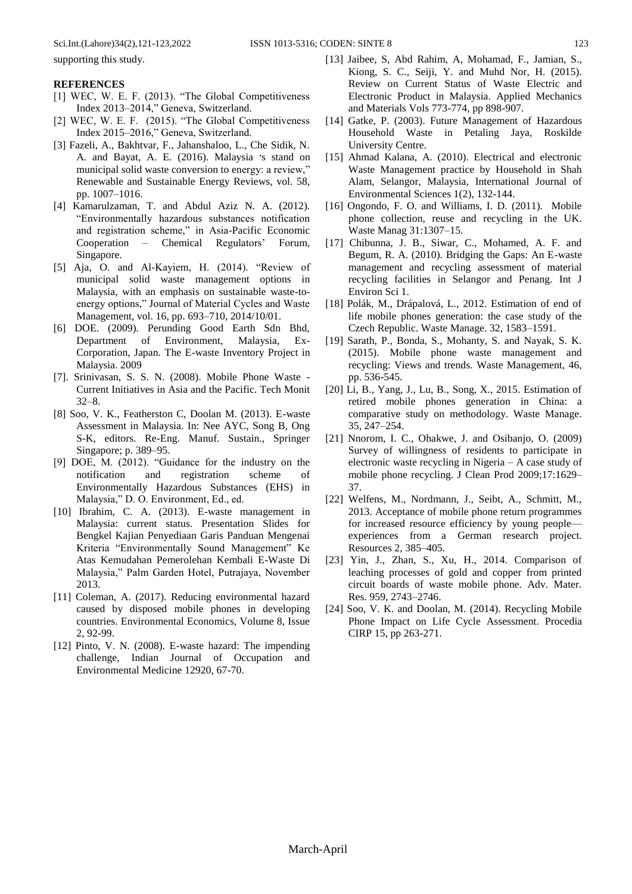supporting this study.

## REFERENCES

[1] WEC, W. E. F. (2013). "The Global Competitiveness Index 2013–2014," Geneva, Switzerland.

[2] WEC, W. E. F. (2015). "The Global Competitiveness Index 2015–2016," Geneva, Switzerland.

[3] Fazeli, A., Bakhtvar, F., Jahanshaloo, L., Che Sidik, N. A. and Bayat, A. E. (2016). Malaysia ׳s stand on municipal solid waste conversion to energy: a review," Renewable and Sustainable Energy Reviews, vol. 58, pp. 1007–1016.

[4] Kamarulzaman, T. and Abdul Aziz N. A. (2012). "Environmentally hazardous substances notification and registration scheme," in Asia-Pacific Economic Cooperation – Chemical Regulators' Forum, Singapore.

[5] Aja, O. and Al-Kayiem, H. (2014). "Review of municipal solid waste management options in Malaysia, with an emphasis on sustainable waste-to-energy options," Journal of Material Cycles and Waste Management, vol. 16, pp. 693–710, 2014/10/01.

[6] DOE. (2009). Perunding Good Earth Sdn Bhd, Department of Environment, Malaysia, Ex-Corporation, Japan. The E-waste Inventory Project in Malaysia. 2009

[7]. Srinivasan, S. S. N. (2008). Mobile Phone Waste - Current Initiatives in Asia and the Pacific. Tech Monit 32–8.

[8] Soo, V. K., Featherston C, Doolan M. (2013). E-waste Assessment in Malaysia. In: Nee AYC, Song B, Ong S-K, editors. Re-Eng. Manuf. Sustain., Springer Singapore; p. 389–95.

[9] DOE, M. (2012). "Guidance for the industry on the notification and registration scheme of Environmentally Hazardous Substances (EHS) in Malaysia," D. O. Environment, Ed., ed.

[10] Ibrahim, C. A. (2013). E-waste management in Malaysia: current status. Presentation Slides for Bengkel Kajian Penyediaan Garis Panduan Mengenai Kriteria "Environmentally Sound Management" Ke Atas Kemudahan Pemerolehan Kembali E-Waste Di Malaysia," Palm Garden Hotel, Putrajaya, November 2013.

[11] Coleman, A. (2017). Reducing environmental hazard caused by disposed mobile phones in developing countries. Environmental Economics, Volume 8, Issue 2, 92-99.

[12] Pinto, V. N. (2008). E-waste hazard: The impending challenge, Indian Journal of Occupation and Environmental Medicine 12920, 67-70.

[13] Jaibee, S, Abd Rahim, A, Mohamad, F., Jamian, S., Kiong, S. C., Seiji, Y. and Muhd Nor, H. (2015). Review on Current Status of Waste Electric and Electronic Product in Malaysia. Applied Mechanics and Materials Vols 773-774, pp 898-907.

[14] Gatke, P. (2003). Future Management of Hazardous Household Waste in Petaling Jaya, Roskilde University Centre.

[15] Ahmad Kalana, A. (2010). Electrical and electronic Waste Management practice by Household in Shah Alam, Selangor, Malaysia, International Journal of Environmental Sciences 1(2), 132-144.

[16] Ongondo, F. O. and Williams, I. D. (2011). Mobile phone collection, reuse and recycling in the UK. Waste Manag 31:1307–15.

[17] Chibunna, J. B., Siwar, C., Mohamed, A. F. and Begum, R. A. (2010). Bridging the Gaps: An E-waste management and recycling assessment of material recycling facilities in Selangor and Penang. Int J Environ Sci 1.

[18] Polák, M., Drápalová, L., 2012. Estimation of end of life mobile phones generation: the case study of the Czech Republic. Waste Manage. 32, 1583–1591.

[19] Sarath, P., Bonda, S., Mohanty, S. and Nayak, S. K. (2015). Mobile phone waste management and recycling: Views and trends. Waste Management, 46, pp. 536-545.

[20] Li, B., Yang, J., Lu, B., Song, X., 2015. Estimation of retired mobile phones generation in China: a comparative study on methodology. Waste Manage. 35, 247–254.

[21] Nnorom, I. C., Ohakwe, J. and Osibanjo, O. (2009) Survey of willingness of residents to participate in electronic waste recycling in Nigeria – A case study of mobile phone recycling. J Clean Prod 2009;17:1629–37.

[22] Welfens, M., Nordmann, J., Seibt, A., Schmitt, M., 2013. Acceptance of mobile phone return programmes for increased resource efficiency by young people—experiences from a German research project. Resources 2, 385–405.

[23] Yin, J., Zhan, S., Xu, H., 2014. Comparison of leaching processes of gold and copper from printed circuit boards of waste mobile phone. Adv. Mater. Res. 959, 2743–2746.

[24] Soo, V. K. and Doolan, M. (2014). Recycling Mobile Phone Impact on Life Cycle Assessment. Procedia CIRP 15, pp 263-271.